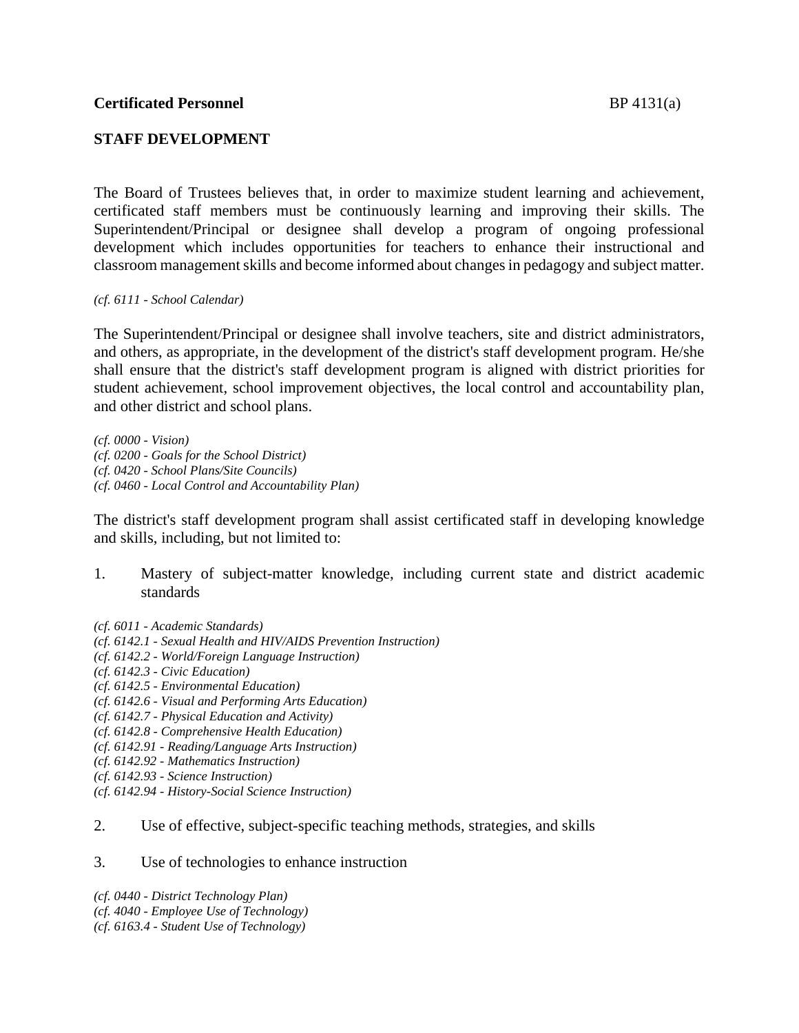**Certificated Personnel** BP 4131(a)

**STAFF DEVELOPMENT**

The Board of Trustees believes that, in order to maximize student learning and achievement, certificated staff members must be continuously learning and improving their skills. The Superintendent/Principal or designee shall develop a program of ongoing professional development which includes opportunities for teachers to enhance their instructional and classroom management skills and become informed about changes in pedagogy and subject matter.

*(cf. 6111 - School Calendar)*

The Superintendent/Principal or designee shall involve teachers, site and district administrators, and others, as appropriate, in the development of the district's staff development program. He/she shall ensure that the district's staff development program is aligned with district priorities for student achievement, school improvement objectives, the local control and accountability plan, and other district and school plans.

*(cf. 0000 - Vision)*
*(cf. 0200 - Goals for the School District)*
*(cf. 0420 - School Plans/Site Councils)*
*(cf. 0460 - Local Control and Accountability Plan)*

The district's staff development program shall assist certificated staff in developing knowledge and skills, including, but not limited to:

1. Mastery of subject-matter knowledge, including current state and district academic standards

*(cf. 6011 - Academic Standards)*
*(cf. 6142.1 - Sexual Health and HIV/AIDS Prevention Instruction)*
*(cf. 6142.2 - World/Foreign Language Instruction)*
*(cf. 6142.3 - Civic Education)*
*(cf. 6142.5 - Environmental Education)*
*(cf. 6142.6 - Visual and Performing Arts Education)*
*(cf. 6142.7 - Physical Education and Activity)*
*(cf. 6142.8 - Comprehensive Health Education)*
*(cf. 6142.91 - Reading/Language Arts Instruction)*
*(cf. 6142.92 - Mathematics Instruction)*
*(cf. 6142.93 - Science Instruction)*
*(cf. 6142.94 - History-Social Science Instruction)*

2. Use of effective, subject-specific teaching methods, strategies, and skills

3. Use of technologies to enhance instruction

*(cf. 0440 - District Technology Plan)*
*(cf. 4040 - Employee Use of Technology)*
*(cf. 6163.4 - Student Use of Technology)*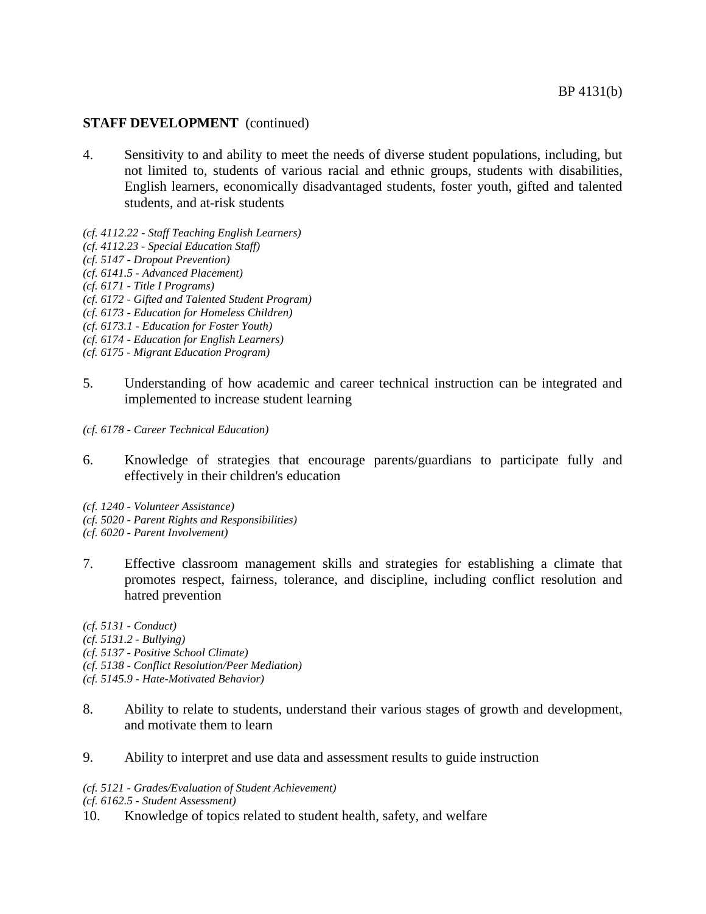**STAFF DEVELOPMENT** (continued)

4. Sensitivity to and ability to meet the needs of diverse student populations, including, but not limited to, students of various racial and ethnic groups, students with disabilities, English learners, economically disadvantaged students, foster youth, gifted and talented students, and at-risk students

*(cf. 4112.22 - Staff Teaching English Learners)*
*(cf. 4112.23 - Special Education Staff)*
*(cf. 5147 - Dropout Prevention)*
*(cf. 6141.5 - Advanced Placement)*
*(cf. 6171 - Title I Programs)*
*(cf. 6172 - Gifted and Talented Student Program)*
*(cf. 6173 - Education for Homeless Children)*
*(cf. 6173.1 - Education for Foster Youth)*
*(cf. 6174 - Education for English Learners)*
*(cf. 6175 - Migrant Education Program)*

5. Understanding of how academic and career technical instruction can be integrated and implemented to increase student learning

*(cf. 6178 - Career Technical Education)*

6. Knowledge of strategies that encourage parents/guardians to participate fully and effectively in their children's education

*(cf. 1240 - Volunteer Assistance)*
*(cf. 5020 - Parent Rights and Responsibilities)*
*(cf. 6020 - Parent Involvement)*

7. Effective classroom management skills and strategies for establishing a climate that promotes respect, fairness, tolerance, and discipline, including conflict resolution and hatred prevention

*(cf. 5131 - Conduct)*
*(cf. 5131.2 - Bullying)*
*(cf. 5137 - Positive School Climate)*
*(cf. 5138 - Conflict Resolution/Peer Mediation)*
*(cf. 5145.9 - Hate-Motivated Behavior)*

8. Ability to relate to students, understand their various stages of growth and development, and motivate them to learn

9. Ability to interpret and use data and assessment results to guide instruction

*(cf. 5121 - Grades/Evaluation of Student Achievement)*
*(cf. 6162.5 - Student Assessment)*

10. Knowledge of topics related to student health, safety, and welfare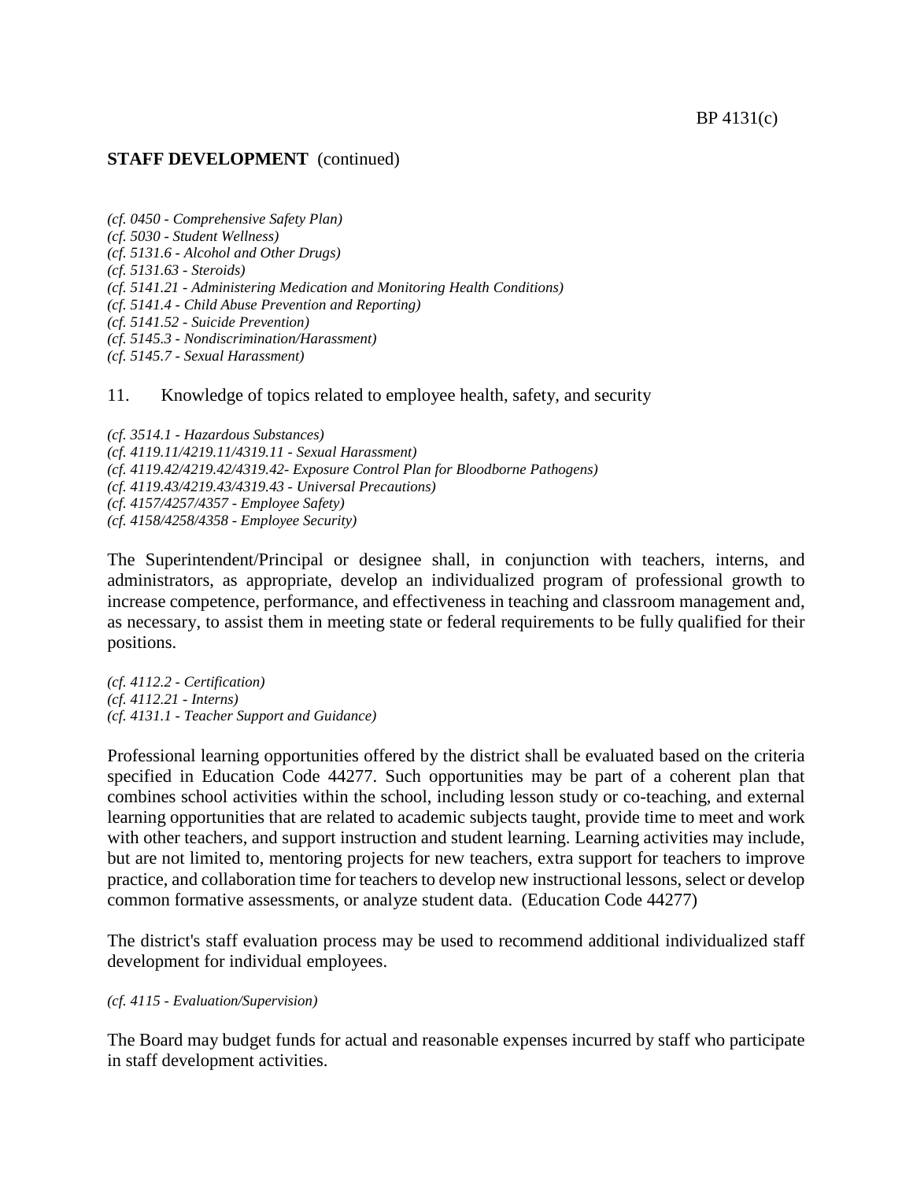**STAFF DEVELOPMENT** (continued)

*(cf. 0450 - Comprehensive Safety Plan)*
*(cf. 5030 - Student Wellness)*
*(cf. 5131.6 - Alcohol and Other Drugs)*
*(cf. 5131.63 - Steroids)*
*(cf. 5141.21 - Administering Medication and Monitoring Health Conditions)*
*(cf. 5141.4 - Child Abuse Prevention and Reporting)*
*(cf. 5141.52 - Suicide Prevention)*
*(cf. 5145.3 - Nondiscrimination/Harassment)*
*(cf. 5145.7 - Sexual Harassment)*

11. Knowledge of topics related to employee health, safety, and security

*(cf. 3514.1 - Hazardous Substances)*
*(cf. 4119.11/4219.11/4319.11 - Sexual Harassment)*
*(cf. 4119.42/4219.42/4319.42- Exposure Control Plan for Bloodborne Pathogens)*
*(cf. 4119.43/4219.43/4319.43 - Universal Precautions)*
*(cf. 4157/4257/4357 - Employee Safety)*
*(cf. 4158/4258/4358 - Employee Security)*

The Superintendent/Principal or designee shall, in conjunction with teachers, interns, and administrators, as appropriate, develop an individualized program of professional growth to increase competence, performance, and effectiveness in teaching and classroom management and, as necessary, to assist them in meeting state or federal requirements to be fully qualified for their positions.

*(cf. 4112.2 - Certification)*
*(cf. 4112.21 - Interns)*
*(cf. 4131.1 - Teacher Support and Guidance)*

Professional learning opportunities offered by the district shall be evaluated based on the criteria specified in Education Code 44277. Such opportunities may be part of a coherent plan that combines school activities within the school, including lesson study or co-teaching, and external learning opportunities that are related to academic subjects taught, provide time to meet and work with other teachers, and support instruction and student learning. Learning activities may include, but are not limited to, mentoring projects for new teachers, extra support for teachers to improve practice, and collaboration time for teachers to develop new instructional lessons, select or develop common formative assessments, or analyze student data. (Education Code 44277)

The district's staff evaluation process may be used to recommend additional individualized staff development for individual employees.

*(cf. 4115 - Evaluation/Supervision)*

The Board may budget funds for actual and reasonable expenses incurred by staff who participate in staff development activities.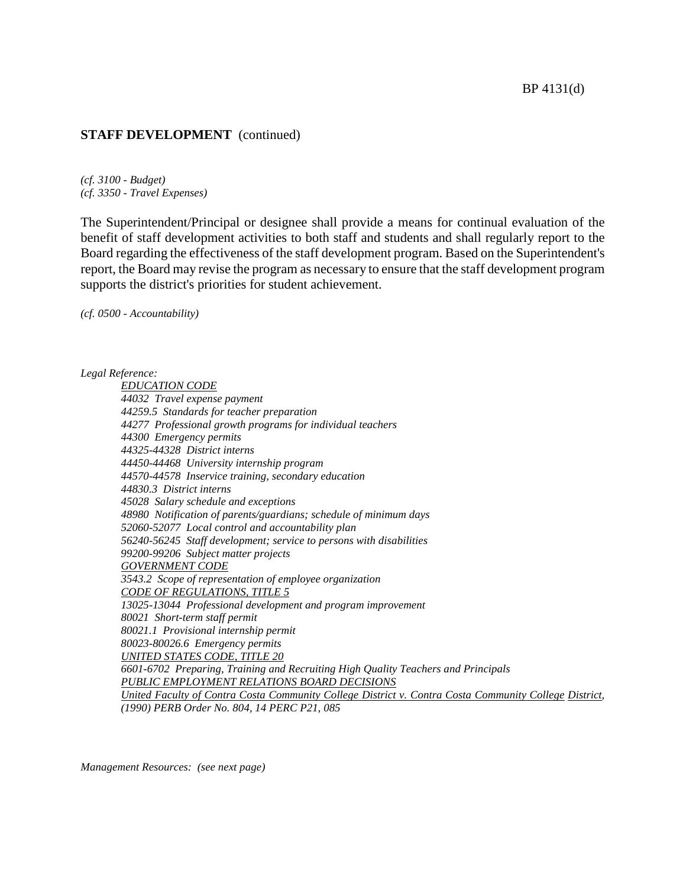**STAFF DEVELOPMENT** (continued)

*(cf. 3100 - Budget)*
*(cf. 3350 - Travel Expenses)*

The Superintendent/Principal or designee shall provide a means for continual evaluation of the benefit of staff development activities to both staff and students and shall regularly report to the Board regarding the effectiveness of the staff development program. Based on the Superintendent's report, the Board may revise the program as necessary to ensure that the staff development program supports the district's priorities for student achievement.

*(cf. 0500 - Accountability)*

*Legal Reference:*

*EDUCATION CODE*
*44032 Travel expense payment*
*44259.5 Standards for teacher preparation*
*44277 Professional growth programs for individual teachers*
*44300 Emergency permits*
*44325-44328 District interns*
*44450-44468 University internship program*
*44570-44578 Inservice training, secondary education*
*44830.3 District interns*
*45028 Salary schedule and exceptions*
*48980 Notification of parents/guardians; schedule of minimum days*
*52060-52077 Local control and accountability plan*
*56240-56245 Staff development; service to persons with disabilities*
*99200-99206 Subject matter projects*
*GOVERNMENT CODE*
*3543.2 Scope of representation of employee organization*
*CODE OF REGULATIONS, TITLE 5*
*13025-13044 Professional development and program improvement*
*80021 Short-term staff permit*
*80021.1 Provisional internship permit*
*80023-80026.6 Emergency permits*
*UNITED STATES CODE, TITLE 20*
*6601-6702 Preparing, Training and Recruiting High Quality Teachers and Principals*
*PUBLIC EMPLOYMENT RELATIONS BOARD DECISIONS*
*United Faculty of Contra Costa Community College District v. Contra Costa Community College District, (1990) PERB Order No. 804, 14 PERC P21, 085*

*Management Resources: (see next page)*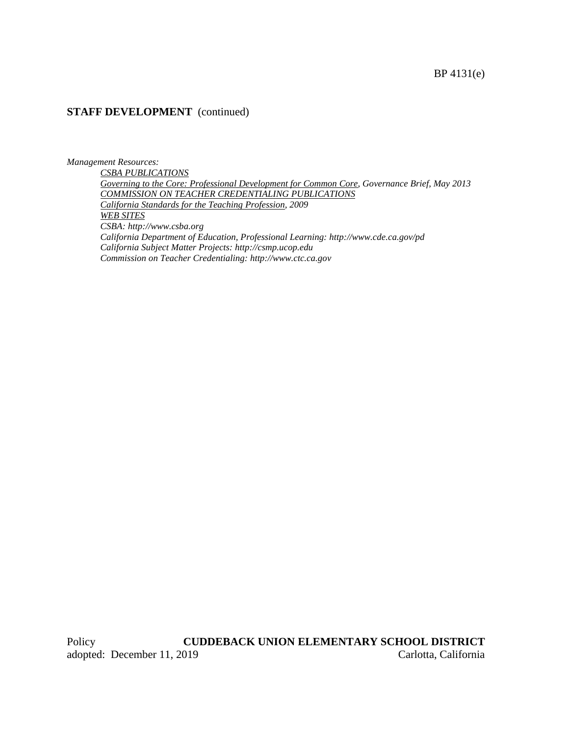*Management Resources:*

*CSBA PUBLICATIONS*

*Governing to the Core: Professional Development for Common Core, Governance Brief, May 2013*

*COMMISSION ON TEACHER CREDENTIALING PUBLICATIONS*

*California Standards for the Teaching Profession, 2009*

*WEB SITES*

*CSBA: http://www.csba.org*

*California Department of Education, Professional Learning: http://www.cde.ca.gov/pd*

*California Subject Matter Projects: http://csmp.ucop.edu*

*Commission on Teacher Credentialing: http://www.ctc.ca.gov*

Policy **CUDDEBACK UNION ELEMENTARY SCHOOL DISTRICT**
adopted: December 11, 2019 Carlotta, California